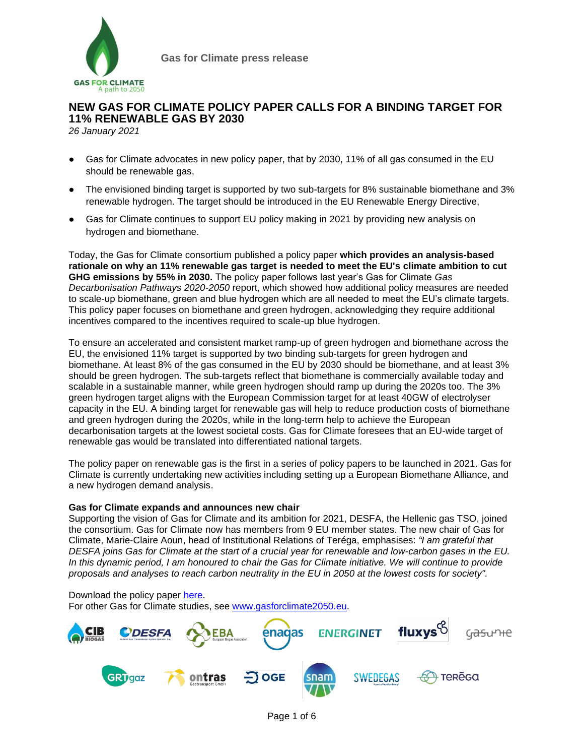Gas for Climate press release

# NEW GAS FOR CLIMATE POLICY PAPER CALLS FOR A BINDING TARGET FOR 11% RENEWABLE GAS BY 2030

*26 January 2021*

- Gas for Climate advocates in new policy paper, that by 2030, 11% of all gas consumed in the EU should be renewable gas,
- The envisioned binding target is supported by two sub-targets for 8% sustainable biomethane and 3% renewable hydrogen. The target should be introduced in the EU Renewable Energy Directive,
- Gas for Climate continues to support EU policy making in 2021 by providing new analysis on hydrogen and biomethane.

Today, the Gas for Climate consortium published a policy paper **which provides an analysis-based rationale on why an 11% renewable gas target is needed to meet the EU's climate ambition to cut GHG emissions by 55% in 2030.** The policy paper follows last year's Gas for Climate *Gas Decarbonisation Pathways 2020-2050* report, which showed how additional policy measures are needed to scale-up biomethane, green and blue hydrogen which are all needed to meet the EU's climate targets. This policy paper focuses on biomethane and green hydrogen, acknowledging they require additional incentives compared to the incentives required to scale-up blue hydrogen.

To ensure an accelerated and consistent market ramp-up of green hydrogen and biomethane across the EU, the envisioned 11% target is supported by two binding sub-targets for green hydrogen and biomethane. At least 8% of the gas consumed in the EU by 2030 should be biomethane, and at least 3% should be green hydrogen. The sub-targets reflect that biomethane is commercially available today and scalable in a sustainable manner, while green hydrogen should ramp up during the 2020s too. The 3% green hydrogen target aligns with the European Commission target for at least 40GW of electrolyser capacity in the EU. A binding target for renewable gas will help to reduce production costs of biomethane and green hydrogen during the 2020s, while in the long-term help to achieve the European decarbonisation targets at the lowest societal costs. Gas for Climate foresees that an EU-wide target of renewable gas would be translated into differentiated national targets.

The policy paper on renewable gas is the first in a series of policy papers to be launched in 2021. Gas for Climate is currently undertaking new activities including setting up a European Biomethane Alliance, and a new hydrogen demand analysis.

**Gas for Climate expands and announces new chair**

Supporting the vision of Gas for Climate and its ambition for 2021, DESFA, the Hellenic gas TSO, joined the consortium. Gas for Climate now has members from 9 EU member states. The new chair of Gas for Climate, Marie-Claire Aoun, head of Institutional Relations of Teréga, emphasises: *"I am grateful that DESFA joins Gas for Climate at the start of a crucial year for renewable and low-carbon gases in the EU. In this dynamic period, I am honoured to chair the Gas for Climate initiative. We will continue to provide proposals and analyses to reach carbon neutrality in the EU in 2050 at the lowest costs for society".*

Download the policy paper here.
For other Gas for Climate studies, see www.gasforclimate2050.eu.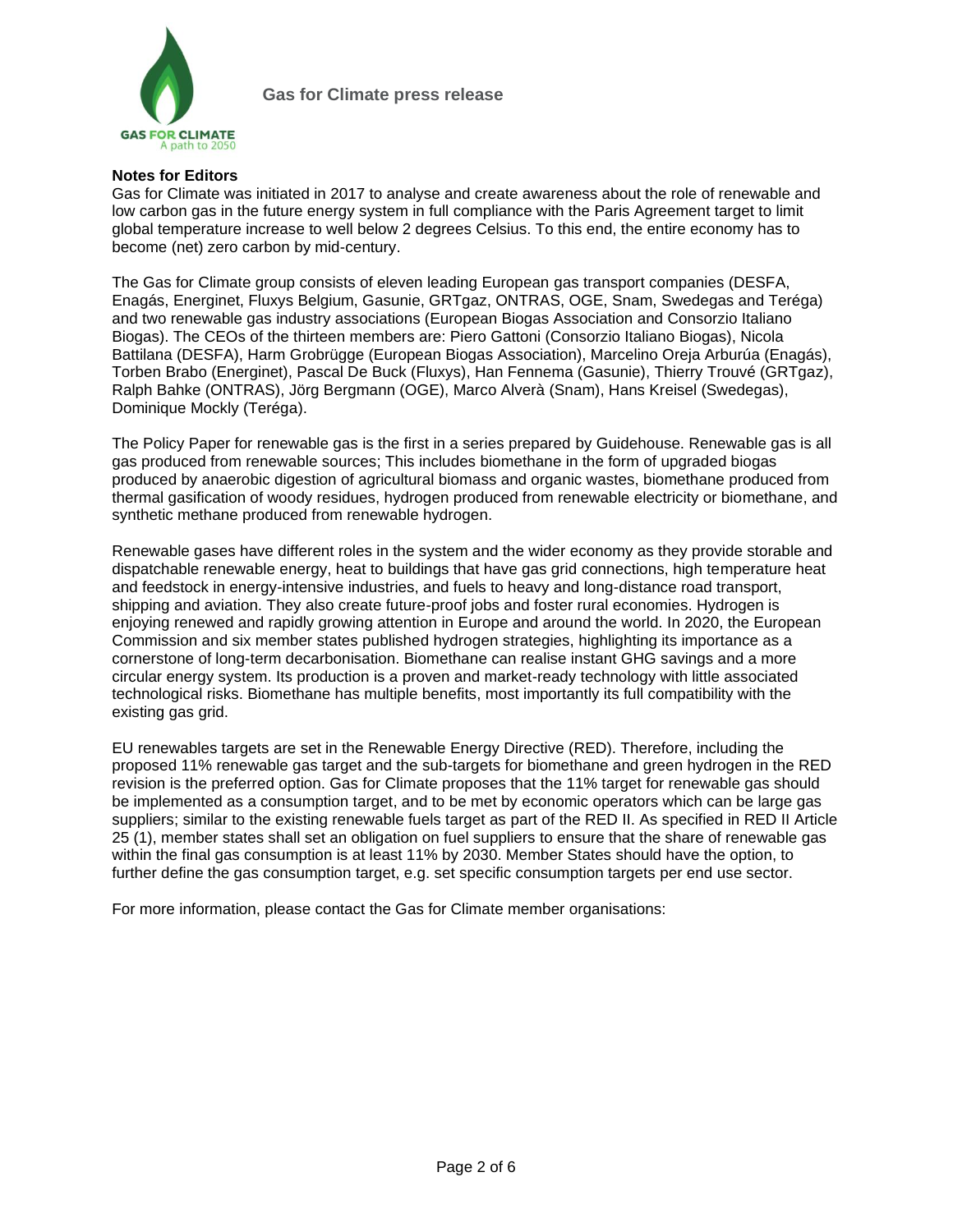**Gas for Climate press release**

**Notes for Editors**

Gas for Climate was initiated in 2017 to analyse and create awareness about the role of renewable and low carbon gas in the future energy system in full compliance with the Paris Agreement target to limit global temperature increase to well below 2 degrees Celsius. To this end, the entire economy has to become (net) zero carbon by mid-century.

The Gas for Climate group consists of eleven leading European gas transport companies (DESFA, Enagás, Energinet, Fluxys Belgium, Gasunie, GRTgaz, ONTRAS, OGE, Snam, Swedegas and Teréga) and two renewable gas industry associations (European Biogas Association and Consorzio Italiano Biogas). The CEOs of the thirteen members are: Piero Gattoni (Consorzio Italiano Biogas), Nicola Battilana (DESFA), Harm Grobrügge (European Biogas Association), Marcelino Oreja Arburúa (Enagás), Torben Brabo (Energinet), Pascal De Buck (Fluxys), Han Fennema (Gasunie), Thierry Trouvé (GRTgaz), Ralph Bahke (ONTRAS), Jörg Bergmann (OGE), Marco Alverà (Snam), Hans Kreisel (Swedegas), Dominique Mockly (Teréga).

The Policy Paper for renewable gas is the first in a series prepared by Guidehouse. Renewable gas is all gas produced from renewable sources; This includes biomethane in the form of upgraded biogas produced by anaerobic digestion of agricultural biomass and organic wastes, biomethane produced from thermal gasification of woody residues, hydrogen produced from renewable electricity or biomethane, and synthetic methane produced from renewable hydrogen.

Renewable gases have different roles in the system and the wider economy as they provide storable and dispatchable renewable energy, heat to buildings that have gas grid connections, high temperature heat and feedstock in energy-intensive industries, and fuels to heavy and long-distance road transport, shipping and aviation. They also create future-proof jobs and foster rural economies. Hydrogen is enjoying renewed and rapidly growing attention in Europe and around the world. In 2020, the European Commission and six member states published hydrogen strategies, highlighting its importance as a cornerstone of long-term decarbonisation. Biomethane can realise instant GHG savings and a more circular energy system. Its production is a proven and market-ready technology with little associated technological risks. Biomethane has multiple benefits, most importantly its full compatibility with the existing gas grid.

EU renewables targets are set in the Renewable Energy Directive (RED). Therefore, including the proposed 11% renewable gas target and the sub-targets for biomethane and green hydrogen in the RED revision is the preferred option. Gas for Climate proposes that the 11% target for renewable gas should be implemented as a consumption target, and to be met by economic operators which can be large gas suppliers; similar to the existing renewable fuels target as part of the RED II. As specified in RED II Article 25 (1), member states shall set an obligation on fuel suppliers to ensure that the share of renewable gas within the final gas consumption is at least 11% by 2030. Member States should have the option, to further define the gas consumption target, e.g. set specific consumption targets per end use sector.

For more information, please contact the Gas for Climate member organisations: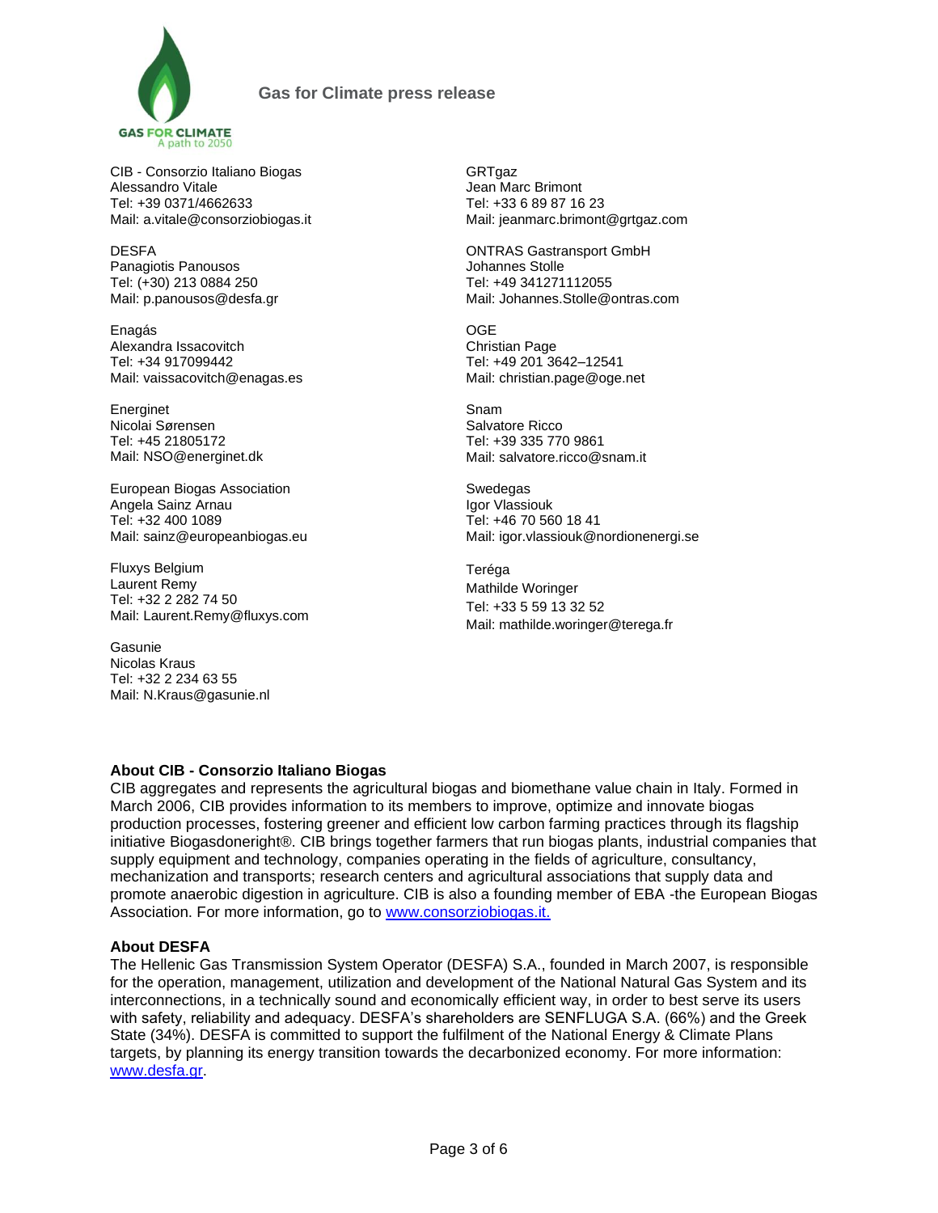**Gas for Climate press release**

CIB - Consorzio Italiano Biogas
Alessandro Vitale
Tel: +39 0371/4662633
Mail: a.vitale@consorziobiogas.it

DESFA
Panagiotis Panousos
Tel: (+30) 213 0884 250
Mail: p.panousos@desfa.gr

Enagás
Alexandra Issacovitch
Tel: +34 917099442
Mail: vaissacovitch@enagas.es

Energinet
Nicolai Sørensen
Tel: +45 21805172
Mail: NSO@energinet.dk

European Biogas Association
Angela Sainz Arnau
Tel: +32 400 1089
Mail: sainz@europeanbiogas.eu

Fluxys Belgium
Laurent Remy
Tel: +32 2 282 74 50
Mail: Laurent.Remy@fluxys.com

Gasunie
Nicolas Kraus
Tel: +32 2 234 63 55
Mail: N.Kraus@gasunie.nl

GRTgaz
Jean Marc Brimont
Tel: +33 6 89 87 16 23
Mail: jeanmarc.brimont@grtgaz.com

ONTRAS Gastransport GmbH
Johannes Stolle
Tel: +49 341271112055
Mail: Johannes.Stolle@ontras.com

OGE
Christian Page
Tel: +49 201 3642–12541
Mail: christian.page@oge.net

Snam
Salvatore Ricco
Tel: +39 335 770 9861
Mail: salvatore.ricco@snam.it

Swedegas
Igor Vlassiouk
Tel: +46 70 560 18 41
Mail: igor.vlassiouk@nordionenergi.se

Teréga
Mathilde Woringer
Tel: +33 5 59 13 32 52
Mail: mathilde.woringer@terega.fr

**About CIB - Consorzio Italiano Biogas**

CIB aggregates and represents the agricultural biogas and biomethane value chain in Italy. Formed in March 2006, CIB provides information to its members to improve, optimize and innovate biogas production processes, fostering greener and efficient low carbon farming practices through its flagship initiative Biogasdoneright®. CIB brings together farmers that run biogas plants, industrial companies that supply equipment and technology, companies operating in the fields of agriculture, consultancy, mechanization and transports; research centers and agricultural associations that supply data and promote anaerobic digestion in agriculture. CIB is also a founding member of EBA -the European Biogas Association. For more information, go to www.consorziobiogas.it.

**About DESFA**

The Hellenic Gas Transmission System Operator (DESFA) S.A., founded in March 2007, is responsible for the operation, management, utilization and development of the National Natural Gas System and its interconnections, in a technically sound and economically efficient way, in order to best serve its users with safety, reliability and adequacy. DESFA's shareholders are SENFLUGA S.A. (66%) and the Greek State (34%). DESFA is committed to support the fulfilment of the National Energy & Climate Plans targets, by planning its energy transition towards the decarbonized economy. For more information: www.desfa.gr.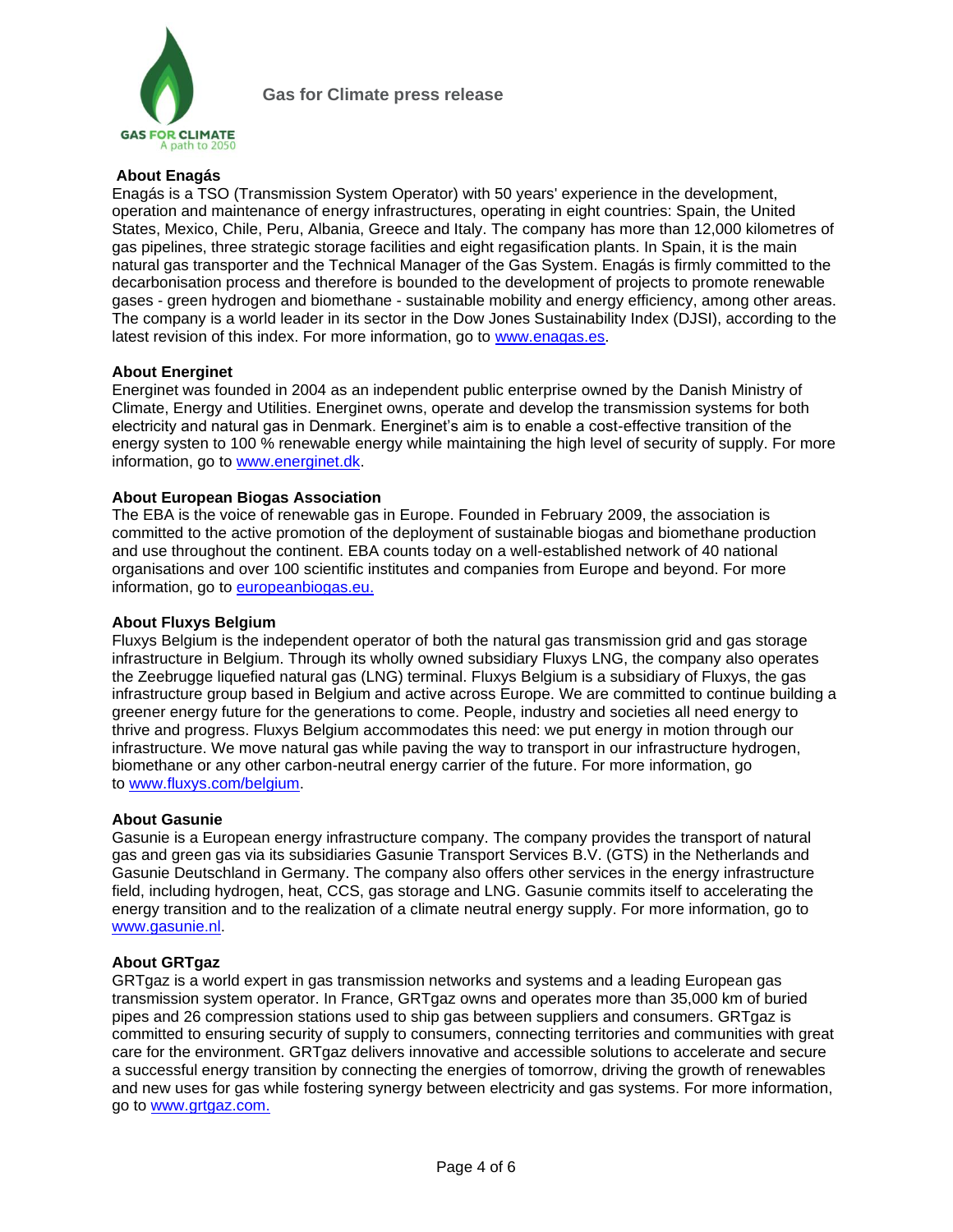## About Enagás

Enagás is a TSO (Transmission System Operator) with 50 years' experience in the development, operation and maintenance of energy infrastructures, operating in eight countries: Spain, the United States, Mexico, Chile, Peru, Albania, Greece and Italy. The company has more than 12,000 kilometres of gas pipelines, three strategic storage facilities and eight regasification plants. In Spain, it is the main natural gas transporter and the Technical Manager of the Gas System. Enagás is firmly committed to the decarbonisation process and therefore is bounded to the development of projects to promote renewable gases - green hydrogen and biomethane - sustainable mobility and energy efficiency, among other areas. The company is a world leader in its sector in the Dow Jones Sustainability Index (DJSI), according to the latest revision of this index. For more information, go to www.enagas.es.

## About Energinet

Energinet was founded in 2004 as an independent public enterprise owned by the Danish Ministry of Climate, Energy and Utilities. Energinet owns, operate and develop the transmission systems for both electricity and natural gas in Denmark. Energinet's aim is to enable a cost-effective transition of the energy systen to 100 % renewable energy while maintaining the high level of security of supply. For more information, go to www.energinet.dk.

## About European Biogas Association

The EBA is the voice of renewable gas in Europe. Founded in February 2009, the association is committed to the active promotion of the deployment of sustainable biogas and biomethane production and use throughout the continent. EBA counts today on a well-established network of 40 national organisations and over 100 scientific institutes and companies from Europe and beyond. For more information, go to europeanbiogas.eu.

## About Fluxys Belgium

Fluxys Belgium is the independent operator of both the natural gas transmission grid and gas storage infrastructure in Belgium. Through its wholly owned subsidiary Fluxys LNG, the company also operates the Zeebrugge liquefied natural gas (LNG) terminal. Fluxys Belgium is a subsidiary of Fluxys, the gas infrastructure group based in Belgium and active across Europe. We are committed to continue building a greener energy future for the generations to come. People, industry and societies all need energy to thrive and progress. Fluxys Belgium accommodates this need: we put energy in motion through our infrastructure. We move natural gas while paving the way to transport in our infrastructure hydrogen, biomethane or any other carbon-neutral energy carrier of the future. For more information, go to www.fluxys.com/belgium.

## About Gasunie

Gasunie is a European energy infrastructure company. The company provides the transport of natural gas and green gas via its subsidiaries Gasunie Transport Services B.V. (GTS) in the Netherlands and Gasunie Deutschland in Germany. The company also offers other services in the energy infrastructure field, including hydrogen, heat, CCS, gas storage and LNG. Gasunie commits itself to accelerating the energy transition and to the realization of a climate neutral energy supply. For more information, go to www.gasunie.nl.

## About GRTgaz

GRTgaz is a world expert in gas transmission networks and systems and a leading European gas transmission system operator. In France, GRTgaz owns and operates more than 35,000 km of buried pipes and 26 compression stations used to ship gas between suppliers and consumers. GRTgaz is committed to ensuring security of supply to consumers, connecting territories and communities with great care for the environment. GRTgaz delivers innovative and accessible solutions to accelerate and secure a successful energy transition by connecting the energies of tomorrow, driving the growth of renewables and new uses for gas while fostering synergy between electricity and gas systems. For more information, go to www.grtgaz.com.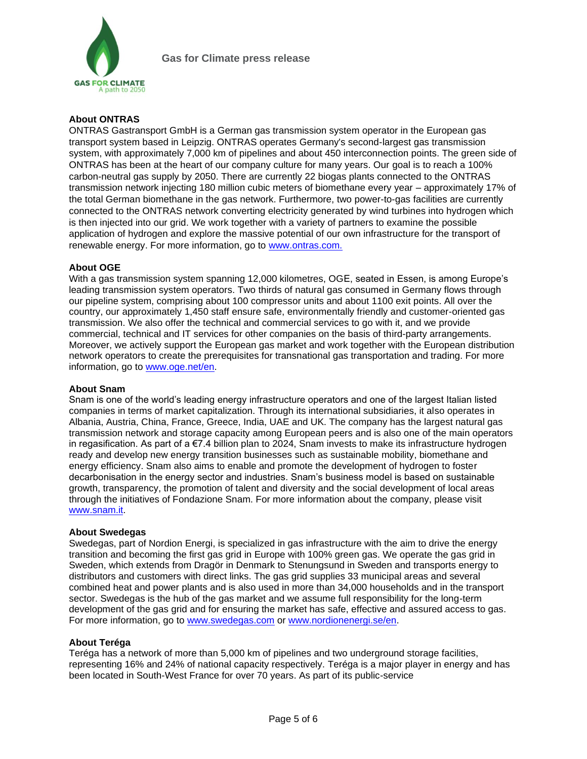## About ONTRAS

ONTRAS Gastransport GmbH is a German gas transmission system operator in the European gas transport system based in Leipzig. ONTRAS operates Germany's second-largest gas transmission system, with approximately 7,000 km of pipelines and about 450 interconnection points. The green side of ONTRAS has been at the heart of our company culture for many years. Our goal is to reach a 100% carbon-neutral gas supply by 2050. There are currently 22 biogas plants connected to the ONTRAS transmission network injecting 180 million cubic meters of biomethane every year – approximately 17% of the total German biomethane in the gas network. Furthermore, two power-to-gas facilities are currently connected to the ONTRAS network converting electricity generated by wind turbines into hydrogen which is then injected into our grid. We work together with a variety of partners to examine the possible application of hydrogen and explore the massive potential of our own infrastructure for the transport of renewable energy. For more information, go to www.ontras.com.

## About OGE

With a gas transmission system spanning 12,000 kilometres, OGE, seated in Essen, is among Europe's leading transmission system operators. Two thirds of natural gas consumed in Germany flows through our pipeline system, comprising about 100 compressor units and about 1100 exit points. All over the country, our approximately 1,450 staff ensure safe, environmentally friendly and customer-oriented gas transmission. We also offer the technical and commercial services to go with it, and we provide commercial, technical and IT services for other companies on the basis of third-party arrangements. Moreover, we actively support the European gas market and work together with the European distribution network operators to create the prerequisites for transnational gas transportation and trading. For more information, go to www.oge.net/en.

## About Snam

Snam is one of the world's leading energy infrastructure operators and one of the largest Italian listed companies in terms of market capitalization. Through its international subsidiaries, it also operates in Albania, Austria, China, France, Greece, India, UAE and UK. The company has the largest natural gas transmission network and storage capacity among European peers and is also one of the main operators in regasification. As part of a €7.4 billion plan to 2024, Snam invests to make its infrastructure hydrogen ready and develop new energy transition businesses such as sustainable mobility, biomethane and energy efficiency. Snam also aims to enable and promote the development of hydrogen to foster decarbonisation in the energy sector and industries. Snam's business model is based on sustainable growth, transparency, the promotion of talent and diversity and the social development of local areas through the initiatives of Fondazione Snam. For more information about the company, please visit www.snam.it.

## About Swedegas

Swedegas, part of Nordion Energi, is specialized in gas infrastructure with the aim to drive the energy transition and becoming the first gas grid in Europe with 100% green gas. We operate the gas grid in Sweden, which extends from Dragör in Denmark to Stenungsund in Sweden and transports energy to distributors and customers with direct links. The gas grid supplies 33 municipal areas and several combined heat and power plants and is also used in more than 34,000 households and in the transport sector. Swedegas is the hub of the gas market and we assume full responsibility for the long-term development of the gas grid and for ensuring the market has safe, effective and assured access to gas. For more information, go to www.swedegas.com or www.nordionenergi.se/en.

## About Teréga

Teréga has a network of more than 5,000 km of pipelines and two underground storage facilities, representing 16% and 24% of national capacity respectively. Teréga is a major player in energy and has been located in South-West France for over 70 years. As part of its public-service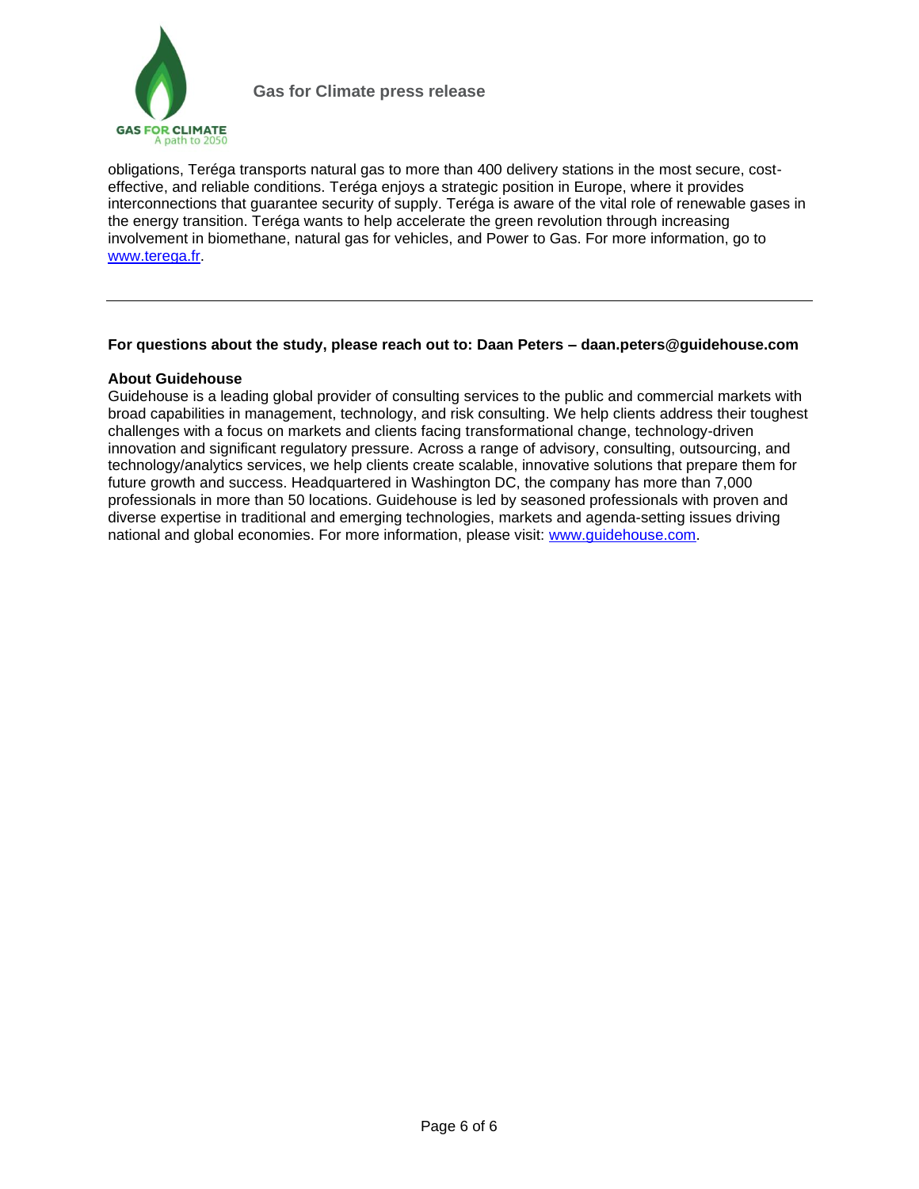obligations, Teréga transports natural gas to more than 400 delivery stations in the most secure, cost-effective, and reliable conditions. Teréga enjoys a strategic position in Europe, where it provides interconnections that guarantee security of supply. Teréga is aware of the vital role of renewable gases in the energy transition. Teréga wants to help accelerate the green revolution through increasing involvement in biomethane, natural gas for vehicles, and Power to Gas. For more information, go to www.terega.fr.

---

**For questions about the study, please reach out to: Daan Peters – daan.peters@guidehouse.com**

**About Guidehouse**

Guidehouse is a leading global provider of consulting services to the public and commercial markets with broad capabilities in management, technology, and risk consulting. We help clients address their toughest challenges with a focus on markets and clients facing transformational change, technology-driven innovation and significant regulatory pressure. Across a range of advisory, consulting, outsourcing, and technology/analytics services, we help clients create scalable, innovative solutions that prepare them for future growth and success. Headquartered in Washington DC, the company has more than 7,000 professionals in more than 50 locations. Guidehouse is led by seasoned professionals with proven and diverse expertise in traditional and emerging technologies, markets and agenda-setting issues driving national and global economies. For more information, please visit: www.guidehouse.com.